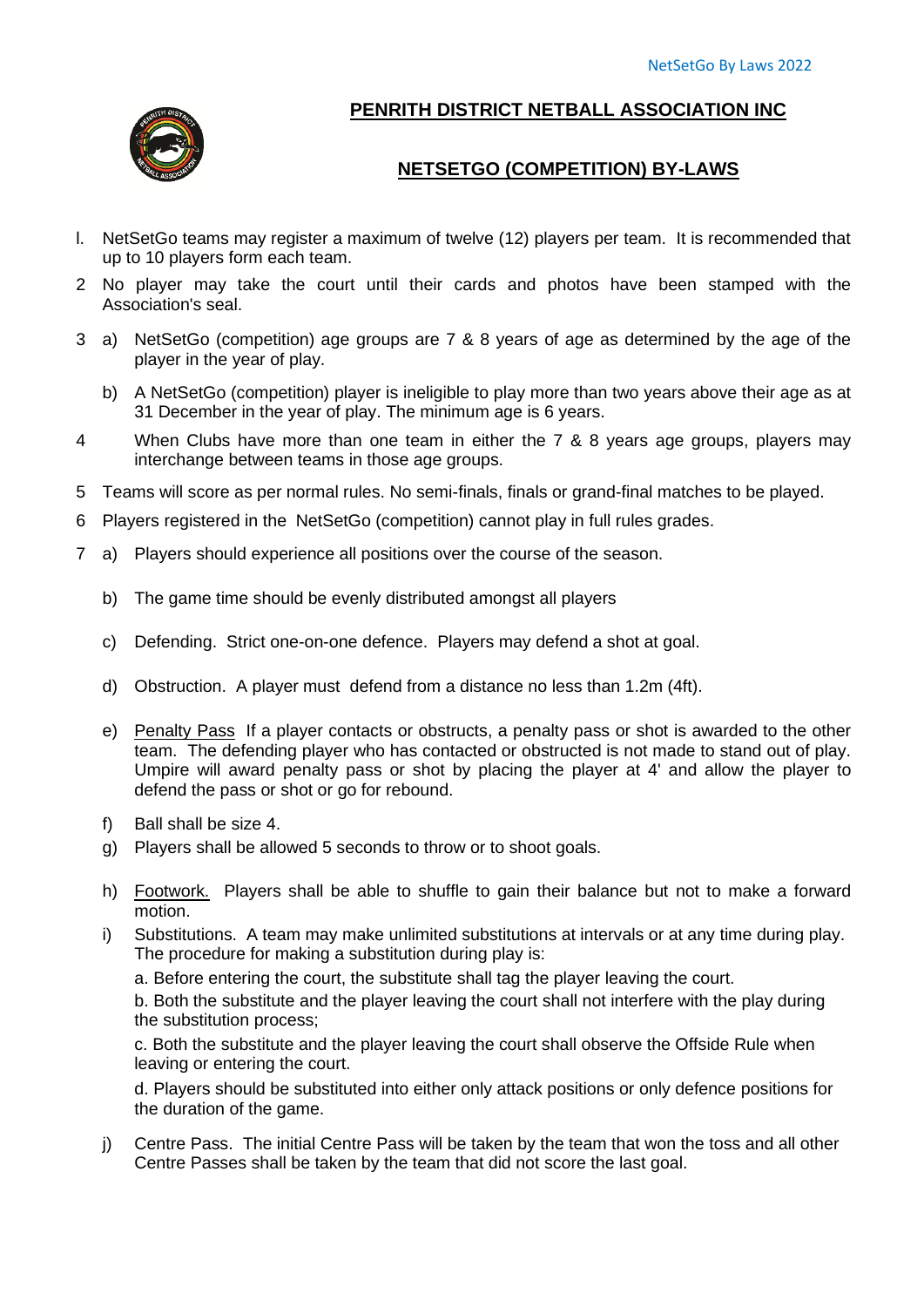# PENRITH DISTRICT NETBALL ASSOCIATION INC

## NETSETGO (COMPETITION) BY-LAWS

1. NetSetGo teams may register a maximum of twelve (12) players per team. It is recommended that up to 10 players form each team.

2. No player may take the court until their cards and photos have been stamped with the Association's seal.

3. a) NetSetGo (competition) age groups are 7 & 8 years of age as determined by the age of the player in the year of play.

   b) A NetSetGo (competition) player is ineligible to play more than two years above their age as at 31 December in the year of play. The minimum age is 6 years.

4. When Clubs have more than one team in either the 7 & 8 years age groups, players may interchange between teams in those age groups.

5. Teams will score as per normal rules. No semi-finals, finals or grand-final matches to be played.

6. Players registered in the NetSetGo (competition) cannot play in full rules grades.

7. a) Players should experience all positions over the course of the season.

   b) The game time should be evenly distributed amongst all players

   c) Defending. Strict one-on-one defence. Players may defend a shot at goal.

   d) Obstruction. A player must defend from a distance no less than 1.2m (4ft).

   e) Penalty Pass If a player contacts or obstructs, a penalty pass or shot is awarded to the other team. The defending player who has contacted or obstructed is not made to stand out of play. Umpire will award penalty pass or shot by placing the player at 4' and allow the player to defend the pass or shot or go for rebound.

   f) Ball shall be size 4.

   g) Players shall be allowed 5 seconds to throw or to shoot goals.

   h) Footwork. Players shall be able to shuffle to gain their balance but not to make a forward motion.

   i) Substitutions. A team may make unlimited substitutions at intervals or at any time during play. The procedure for making a substitution during play is:

      a. Before entering the court, the substitute shall tag the player leaving the court.

      b. Both the substitute and the player leaving the court shall not interfere with the play during the substitution process;

      c. Both the substitute and the player leaving the court shall observe the Offside Rule when leaving or entering the court.

      d. Players should be substituted into either only attack positions or only defence positions for the duration of the game.

   j) Centre Pass. The initial Centre Pass will be taken by the team that won the toss and all other Centre Passes shall be taken by the team that did not score the last goal.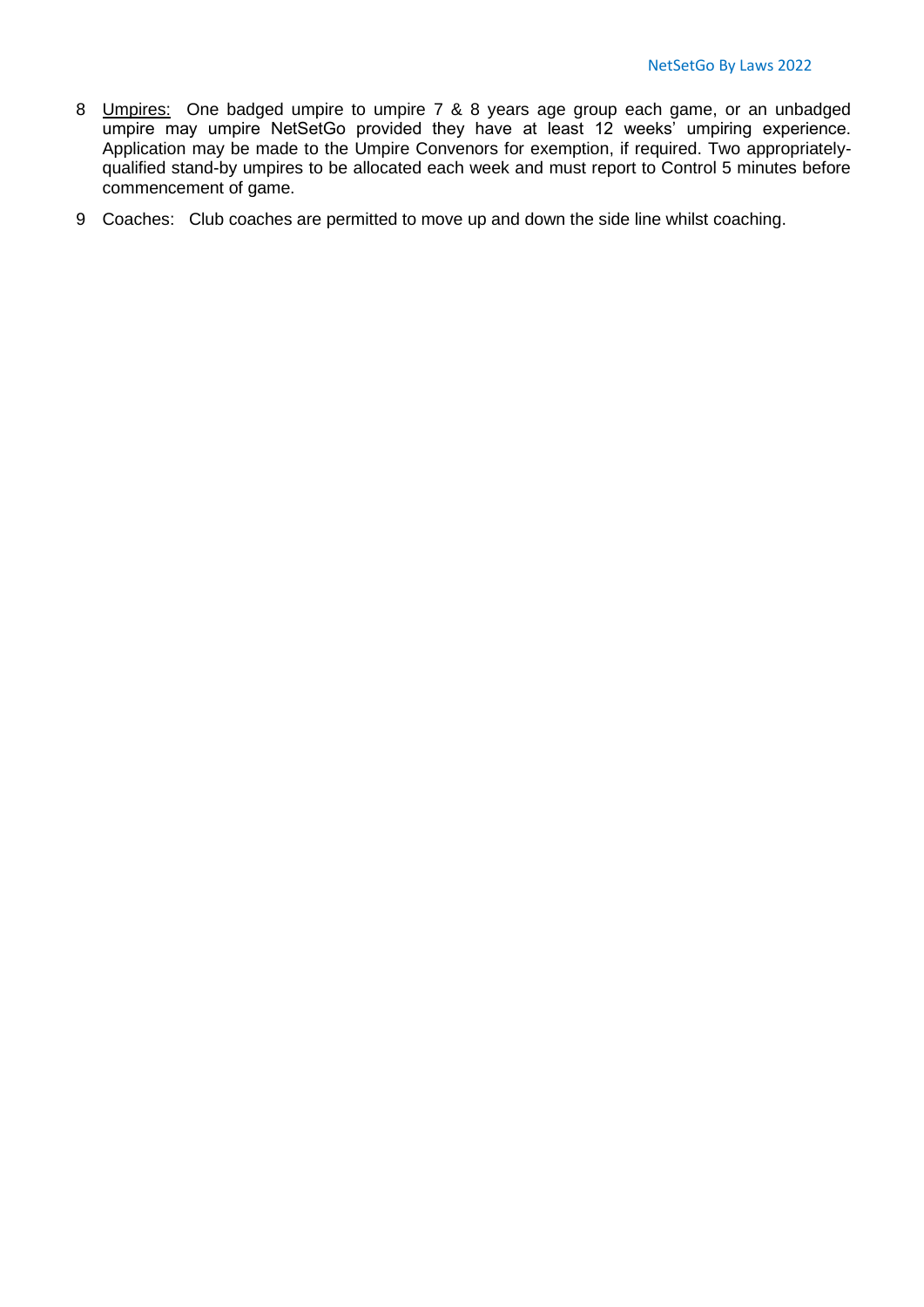8. <u>Umpires:</u> One badged umpire to umpire 7 & 8 years age group each game, or an unbadged umpire may umpire NetSetGo provided they have at least 12 weeks' umpiring experience. Application may be made to the Umpire Convenors for exemption, if required. Two appropriately-qualified stand-by umpires to be allocated each week and must report to Control 5 minutes before commencement of game.
9. Coaches: Club coaches are permitted to move up and down the side line whilst coaching.